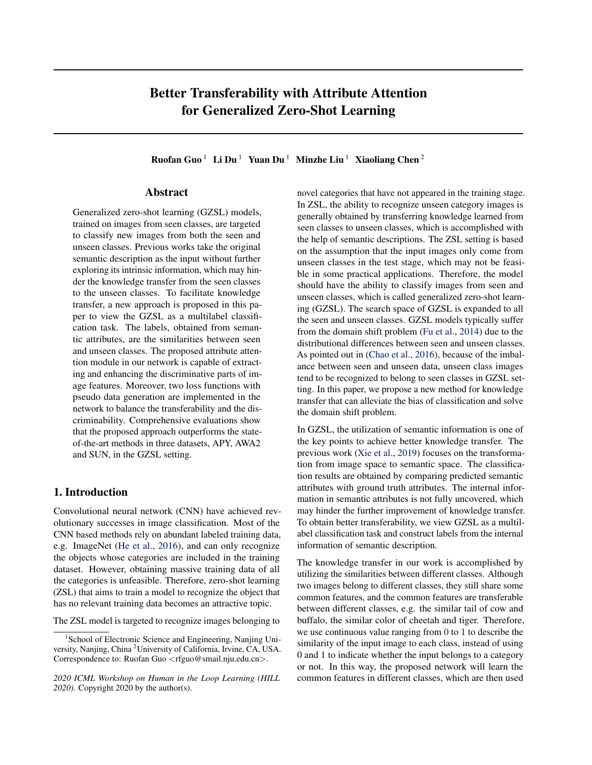# Better Transferability with Attribute Attention for Generalized Zero-Shot Learning

**Ruofan Guo [1] Li Du [1] Yuan Du [1] Minzhe Liu [1] Xiaoliang Chen [2]**

## Abstract

Generalized zero-shot learning (GZSL) models, trained on images from seen classes, are targeted to classify new images from both the seen and unseen classes. Previous works take the original semantic description as the input without further exploring its intrinsic information, which may hinder the knowledge transfer from the seen classes to the unseen classes. To facilitate knowledge transfer, a new approach is proposed in this paper to view the GZSL as a multilabel classification task. The labels, obtained from semantic attributes, are the similarities between seen and unseen classes. The proposed attribute attention module in our network is capable of extracting and enhancing the discriminative parts of image features. Moreover, two loss functions with pseudo data generation are implemented in the network to balance the transferability and the discriminability. Comprehensive evaluations show that the proposed approach outperforms the state-of-the-art methods in three datasets, APY, AWA2 and SUN, in the GZSL setting.

## 1. Introduction

Convolutional neural network (CNN) have achieved revolutionary successes in image classification. Most of the CNN based methods rely on abundant labeled training data, e.g. ImageNet (He et al., 2016), and can only recognize the objects whose categories are included in the training dataset. However, obtaining massive training data of all the categories is unfeasible. Therefore, zero-shot learning (ZSL) that aims to train a model to recognize the object that has no relevant training data becomes an attractive topic.

The ZSL model is targeted to recognize images belonging to novel categories that have not appeared in the training stage. In ZSL, the ability to recognize unseen category images is generally obtained by transferring knowledge learned from seen classes to unseen classes, which is accomplished with the help of semantic descriptions. The ZSL setting is based on the assumption that the input images only come from unseen classes in the test stage, which may not be feasible in some practical applications. Therefore, the model should have the ability to classify images from seen and unseen classes, which is called generalized zero-shot learning (GZSL). The search space of GZSL is expanded to all the seen and unseen classes. GZSL models typically suffer from the domain shift problem (Fu et al., 2014) due to the distributional differences between seen and unseen classes. As pointed out in (Chao et al., 2016), because of the imbalance between seen and unseen data, unseen class images tend to be recognized to belong to seen classes in GZSL setting. In this paper, we propose a new method for knowledge transfer that can alleviate the bias of classification and solve the domain shift problem.

In GZSL, the utilization of semantic information is one of the key points to achieve better knowledge transfer. The previous work (Xie et al., 2019) focuses on the transformation from image space to semantic space. The classification results are obtained by comparing predicted semantic attributes with ground truth attributes. The internal information in semantic attributes is not fully uncovered, which may hinder the further improvement of knowledge transfer. To obtain better transferability, we view GZSL as a multilabel classification task and construct labels from the internal information of semantic description.

The knowledge transfer in our work is accomplished by utilizing the similarities between different classes. Although two images belong to different classes, they still share some common features, and the common features are transferable between different classes, e.g. the similar tail of cow and buffalo, the similar color of cheetah and tiger. Therefore, we use continuous value ranging from 0 to 1 to describe the similarity of the input image to each class, instead of using 0 and 1 to indicate whether the input belongs to a category or not. In this way, the proposed network will learn the common features in different classes, which are then used

---

[1] School of Electronic Science and Engineering, Nanjing University, Nanjing, China [2] University of California, Irvine, CA, USA. Correspondence to: Ruofan Guo <rfguo@smail.nju.edu.cn>.

*2020 ICML Workshop on Human in the Loop Learning (HILL 2020).* Copyright 2020 by the author(s).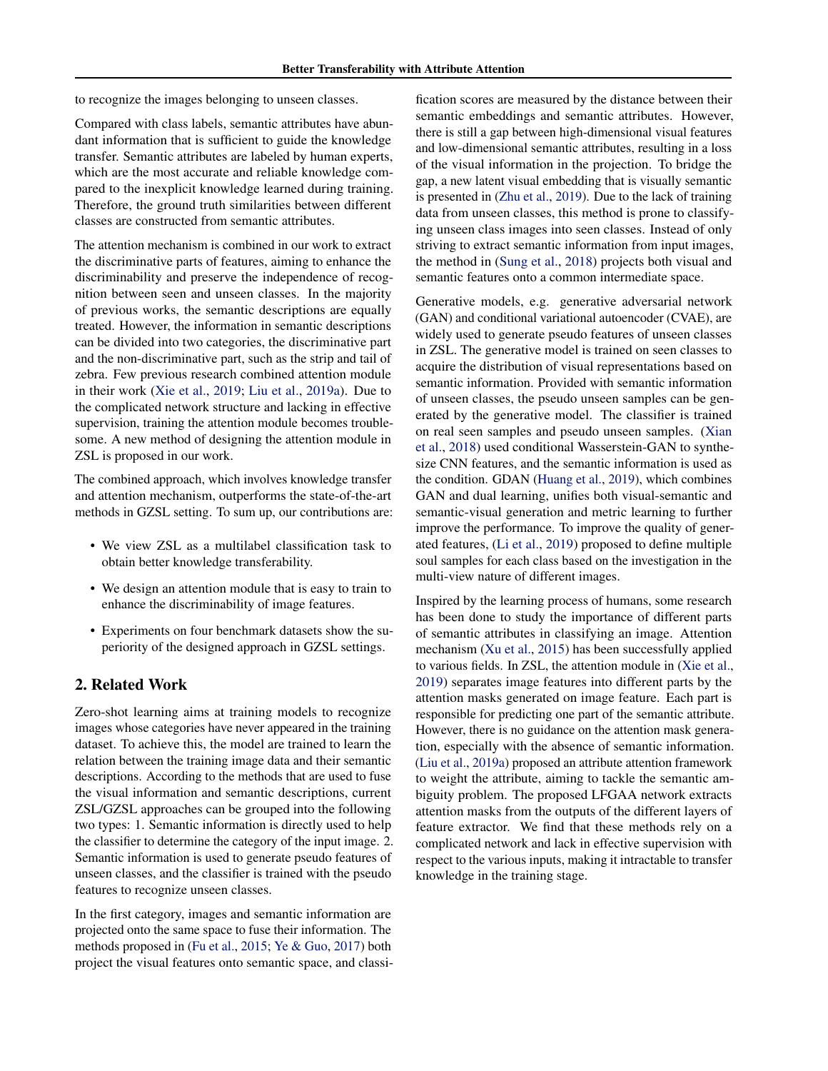to recognize the images belonging to unseen classes.

Compared with class labels, semantic attributes have abundant information that is sufficient to guide the knowledge transfer. Semantic attributes are labeled by human experts, which are the most accurate and reliable knowledge compared to the inexplicit knowledge learned during training. Therefore, the ground truth similarities between different classes are constructed from semantic attributes.

The attention mechanism is combined in our work to extract the discriminative parts of features, aiming to enhance the discriminability and preserve the independence of recognition between seen and unseen classes. In the majority of previous works, the semantic descriptions are equally treated. However, the information in semantic descriptions can be divided into two categories, the discriminative part and the non-discriminative part, such as the strip and tail of zebra. Few previous research combined attention module in their work (Xie et al., 2019; Liu et al., 2019a). Due to the complicated network structure and lacking in effective supervision, training the attention module becomes troublesome. A new method of designing the attention module in ZSL is proposed in our work.

The combined approach, which involves knowledge transfer and attention mechanism, outperforms the state-of-the-art methods in GZSL setting. To sum up, our contributions are:

- We view ZSL as a multilabel classification task to obtain better knowledge transferability.
- We design an attention module that is easy to train to enhance the discriminability of image features.
- Experiments on four benchmark datasets show the superiority of the designed approach in GZSL settings.

## 2. Related Work

Zero-shot learning aims at training models to recognize images whose categories have never appeared in the training dataset. To achieve this, the model are trained to learn the relation between the training image data and their semantic descriptions. According to the methods that are used to fuse the visual information and semantic descriptions, current ZSL/GZSL approaches can be grouped into the following two types: 1. Semantic information is directly used to help the classifier to determine the category of the input image. 2. Semantic information is used to generate pseudo features of unseen classes, and the classifier is trained with the pseudo features to recognize unseen classes.

In the first category, images and semantic information are projected onto the same space to fuse their information. The methods proposed in (Fu et al., 2015; Ye & Guo, 2017) both project the visual features onto semantic space, and classification scores are measured by the distance between their semantic embeddings and semantic attributes. However, there is still a gap between high-dimensional visual features and low-dimensional semantic attributes, resulting in a loss of the visual information in the projection. To bridge the gap, a new latent visual embedding that is visually semantic is presented in (Zhu et al., 2019). Due to the lack of training data from unseen classes, this method is prone to classifying unseen class images into seen classes. Instead of only striving to extract semantic information from input images, the method in (Sung et al., 2018) projects both visual and semantic features onto a common intermediate space.

Generative models, e.g. generative adversarial network (GAN) and conditional variational autoencoder (CVAE), are widely used to generate pseudo features of unseen classes in ZSL. The generative model is trained on seen classes to acquire the distribution of visual representations based on semantic information. Provided with semantic information of unseen classes, the pseudo unseen samples can be generated by the generative model. The classifier is trained on real seen samples and pseudo unseen samples. (Xian et al., 2018) used conditional Wasserstein-GAN to synthesize CNN features, and the semantic information is used as the condition. GDAN (Huang et al., 2019), which combines GAN and dual learning, unifies both visual-semantic and semantic-visual generation and metric learning to further improve the performance. To improve the quality of generated features, (Li et al., 2019) proposed to define multiple soul samples for each class based on the investigation in the multi-view nature of different images.

Inspired by the learning process of humans, some research has been done to study the importance of different parts of semantic attributes in classifying an image. Attention mechanism (Xu et al., 2015) has been successfully applied to various fields. In ZSL, the attention module in (Xie et al., 2019) separates image features into different parts by the attention masks generated on image feature. Each part is responsible for predicting one part of the semantic attribute. However, there is no guidance on the attention mask generation, especially with the absence of semantic information. (Liu et al., 2019a) proposed an attribute attention framework to weight the attribute, aiming to tackle the semantic ambiguity problem. The proposed LFGAA network extracts attention masks from the outputs of the different layers of feature extractor. We find that these methods rely on a complicated network and lack in effective supervision with respect to the various inputs, making it intractable to transfer knowledge in the training stage.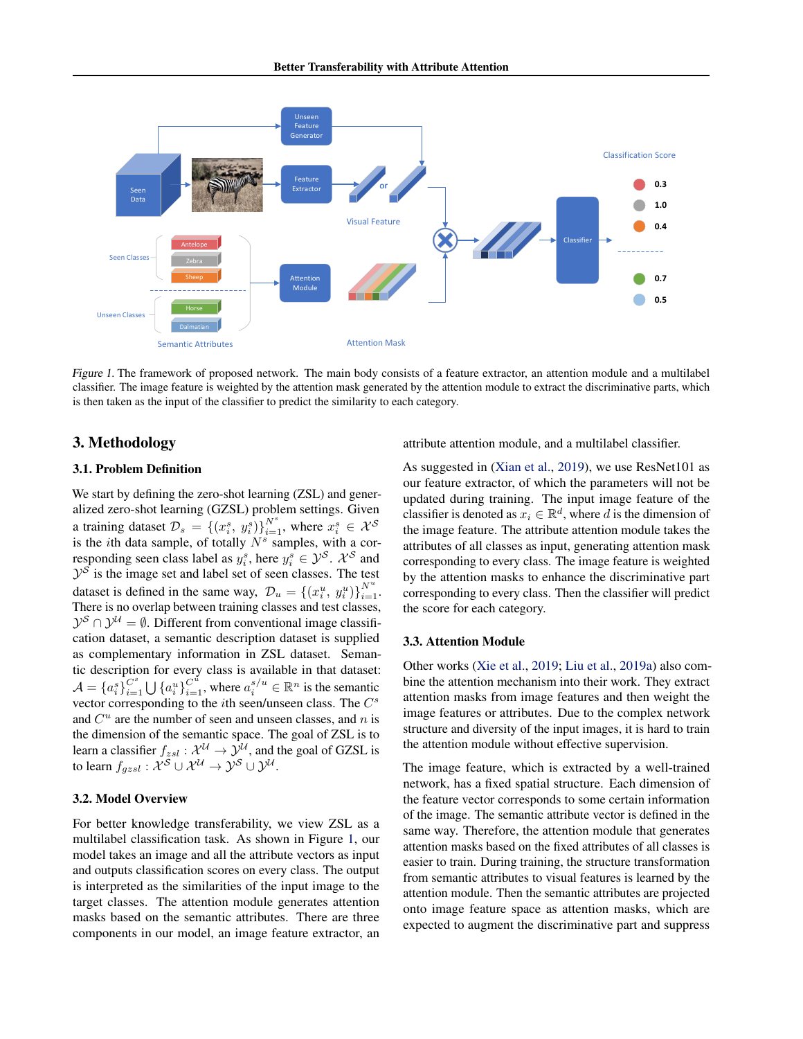Unseen Feature Generator

Seen Data

Feature Extractor

or

Visual Feature

Classification Score

0.3

1.0

0.4

Classifier

0.7

0.5

Seen Classes

Antelope

Zebra

Sheep

Unseen Classes

Horse

Dalmatian

Semantic Attributes

Attention Module

Attention Mask

*Figure 1.* The framework of proposed network. The main body consists of a feature extractor, an attention module and a multilabel classifier. The image feature is weighted by the attention mask generated by the attention module to extract the discriminative parts, which is then taken as the input of the classifier to predict the similarity to each category.

## 3. Methodology

### 3.1. Problem Definition

We start by defining the zero-shot learning (ZSL) and generalized zero-shot learning (GZSL) problem settings. Given a training dataset $\mathcal{D}_s = \{(x_i^s, y_i^s)\}_{i=1}^{N^s}$, where $x_i^s \in \mathcal{X}^{\mathcal{S}}$ is the $i$th data sample, of totally $N^s$ samples, with a corresponding seen class label as $y_i^s$, here $y_i^s \in \mathcal{Y}^{\mathcal{S}}$. $\mathcal{X}^{\mathcal{S}}$ and $\mathcal{Y}^{\mathcal{S}}$ is the image set and label set of seen classes. The test dataset is defined in the same way, $\mathcal{D}_u = \{(x_i^u, y_i^u)\}_{i=1}^{N^u}$. There is no overlap between training classes and test classes, $\mathcal{Y}^{\mathcal{S}} \cap \mathcal{Y}^{\mathcal{U}} = \emptyset$. Different from conventional image classification dataset, a semantic description dataset is supplied as complementary information in ZSL dataset. Semantic description for every class is available in that dataset: $\mathcal{A} = \{a_i^s\}_{i=1}^{C^s} \bigcup \{a_i^u\}_{i=1}^{C^u}$, where $a_i^{s/u} \in \mathbb{R}^n$ is the semantic vector corresponding to the $i$th seen/unseen class. The $C^s$ and $C^u$ are the number of seen and unseen classes, and $n$ is the dimension of the semantic space. The goal of ZSL is to learn a classifier $f_{zsl} : \mathcal{X}^{\mathcal{U}} \to \mathcal{Y}^{\mathcal{U}}$, and the goal of GZSL is to learn $f_{gzsl} : \mathcal{X}^{\mathcal{S}} \cup \mathcal{X}^{\mathcal{U}} \to \mathcal{Y}^{\mathcal{S}} \cup \mathcal{Y}^{\mathcal{U}}$.

### 3.2. Model Overview

For better knowledge transferability, we view ZSL as a multilabel classification task. As shown in Figure 1, our model takes an image and all the attribute vectors as input and outputs classification scores on every class. The output is interpreted as the similarities of the input image to the target classes. The attention module generates attention masks based on the semantic attributes. There are three components in our model, an image feature extractor, an attribute attention module, and a multilabel classifier.

As suggested in (Xian et al., 2019), we use ResNet101 as our feature extractor, of which the parameters will not be updated during training. The input image feature of the classifier is denoted as $x_i \in \mathbb{R}^d$, where $d$ is the dimension of the image feature. The attribute attention module takes the attributes of all classes as input, generating attention mask corresponding to every class. The image feature is weighted by the attention masks to enhance the discriminative part corresponding to every class. Then the classifier will predict the score for each category.

### 3.3. Attention Module

Other works (Xie et al., 2019; Liu et al., 2019a) also combine the attention mechanism into their work. They extract attention masks from image features and then weight the image features or attributes. Due to the complex network structure and diversity of the input images, it is hard to train the attention module without effective supervision.

The image feature, which is extracted by a well-trained network, has a fixed spatial structure. Each dimension of the feature vector corresponds to some certain information of the image. The semantic attribute vector is defined in the same way. Therefore, the attention module that generates attention masks based on the fixed attributes of all classes is easier to train. During training, the structure transformation from semantic attributes to visual features is learned by the attention module. Then the semantic attributes are projected onto image feature space as attention masks, which are expected to augment the discriminative part and suppress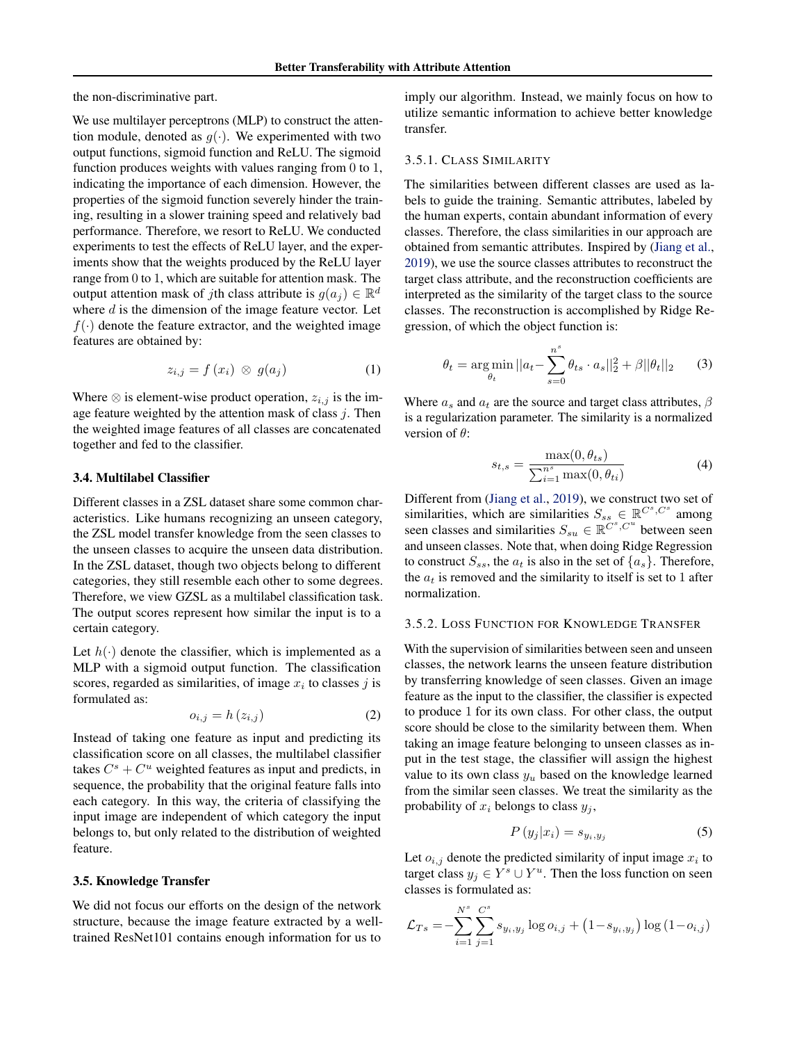the non-discriminative part.

We use multilayer perceptrons (MLP) to construct the attention module, denoted as $g(\cdot)$. We experimented with two output functions, sigmoid function and ReLU. The sigmoid function produces weights with values ranging from 0 to 1, indicating the importance of each dimension. However, the properties of the sigmoid function severely hinder the training, resulting in a slower training speed and relatively bad performance. Therefore, we resort to ReLU. We conducted experiments to test the effects of ReLU layer, and the experiments show that the weights produced by the ReLU layer range from 0 to 1, which are suitable for attention mask. The output attention mask of $j$th class attribute is $g(a_j) \in \mathbb{R}^d$ where $d$ is the dimension of the image feature vector. Let $f(\cdot)$ denote the feature extractor, and the weighted image features are obtained by:

$$z_{i,j} = f(x_i) \otimes g(a_j) \tag{1}$$

Where $\otimes$ is element-wise product operation, $z_{i,j}$ is the image feature weighted by the attention mask of class $j$. Then the weighted image features of all classes are concatenated together and fed to the classifier.

### 3.4. Multilabel Classifier

Different classes in a ZSL dataset share some common characteristics. Like humans recognizing an unseen category, the ZSL model transfer knowledge from the seen classes to the unseen classes to acquire the unseen data distribution. In the ZSL dataset, though two objects belong to different categories, they still resemble each other to some degrees. Therefore, we view GZSL as a multilabel classification task. The output scores represent how similar the input is to a certain category.

Let $h(\cdot)$ denote the classifier, which is implemented as a MLP with a sigmoid output function. The classification scores, regarded as similarities, of image $x_i$ to classes $j$ is formulated as:

$$o_{i,j} = h(z_{i,j}) \tag{2}$$

Instead of taking one feature as input and predicting its classification score on all classes, the multilabel classifier takes $C^s + C^u$ weighted features as input and predicts, in sequence, the probability that the original feature falls into each category. In this way, the criteria of classifying the input image are independent of which category the input belongs to, but only related to the distribution of weighted feature.

### 3.5. Knowledge Transfer

We did not focus our efforts on the design of the network structure, because the image feature extracted by a well-trained ResNet101 contains enough information for us to imply our algorithm. Instead, we mainly focus on how to utilize semantic information to achieve better knowledge transfer.

#### 3.5.1. Class Similarity

The similarities between different classes are used as labels to guide the training. Semantic attributes, labeled by the human experts, contain abundant information of every classes. Therefore, the class similarities in our approach are obtained from semantic attributes. Inspired by (Jiang et al., 2019), we use the source classes attributes to reconstruct the target class attribute, and the reconstruction coefficients are interpreted as the similarity of the target class to the source classes. The reconstruction is accomplished by Ridge Regression, of which the object function is:

$$\theta_t = \arg\min_{\theta_t} ||a_t - \sum_{s=0}^{n^s} \theta_{ts} \cdot a_s||_2^2 + \beta ||\theta_t||_2 \tag{3}$$

Where $a_s$ and $a_t$ are the source and target class attributes, $\beta$ is a regularization parameter. The similarity is a normalized version of $\theta$:

$$s_{t,s} = \frac{\max(0, \theta_{ts})}{\sum_{i=1}^{n^s} \max(0, \theta_{ti})} \tag{4}$$

Different from (Jiang et al., 2019), we construct two set of similarities, which are similarities $S_{ss} \in \mathbb{R}^{C^s, C^s}$ among seen classes and similarities $S_{su} \in \mathbb{R}^{C^s, C^u}$ between seen and unseen classes. Note that, when doing Ridge Regression to construct $S_{ss}$, the $a_t$ is also in the set of $\{a_s\}$. Therefore, the $a_t$ is removed and the similarity to itself is set to 1 after normalization.

#### 3.5.2. Loss Function for Knowledge Transfer

With the supervision of similarities between seen and unseen classes, the network learns the unseen feature distribution by transferring knowledge of seen classes. Given an image feature as the input to the classifier, the classifier is expected to produce 1 for its own class. For other class, the output score should be close to the similarity between them. When taking an image feature belonging to unseen classes as input in the test stage, the classifier will assign the highest value to its own class $y_u$ based on the knowledge learned from the similar seen classes. We treat the similarity as the probability of $x_i$ belongs to class $y_j$,

$$P(y_j | x_i) = s_{y_i, y_j} \tag{5}$$

Let $o_{i,j}$ denote the predicted similarity of input image $x_i$ to target class $y_j \in Y^s \cup Y^u$. Then the loss function on seen classes is formulated as:

$$\mathcal{L}_{Ts} = -\sum_{i=1}^{N^s} \sum_{j=1}^{C^s} s_{y_i,y_j} \log o_{i,j} + (1 - s_{y_i,y_j}) \log (1 - o_{i,j})$$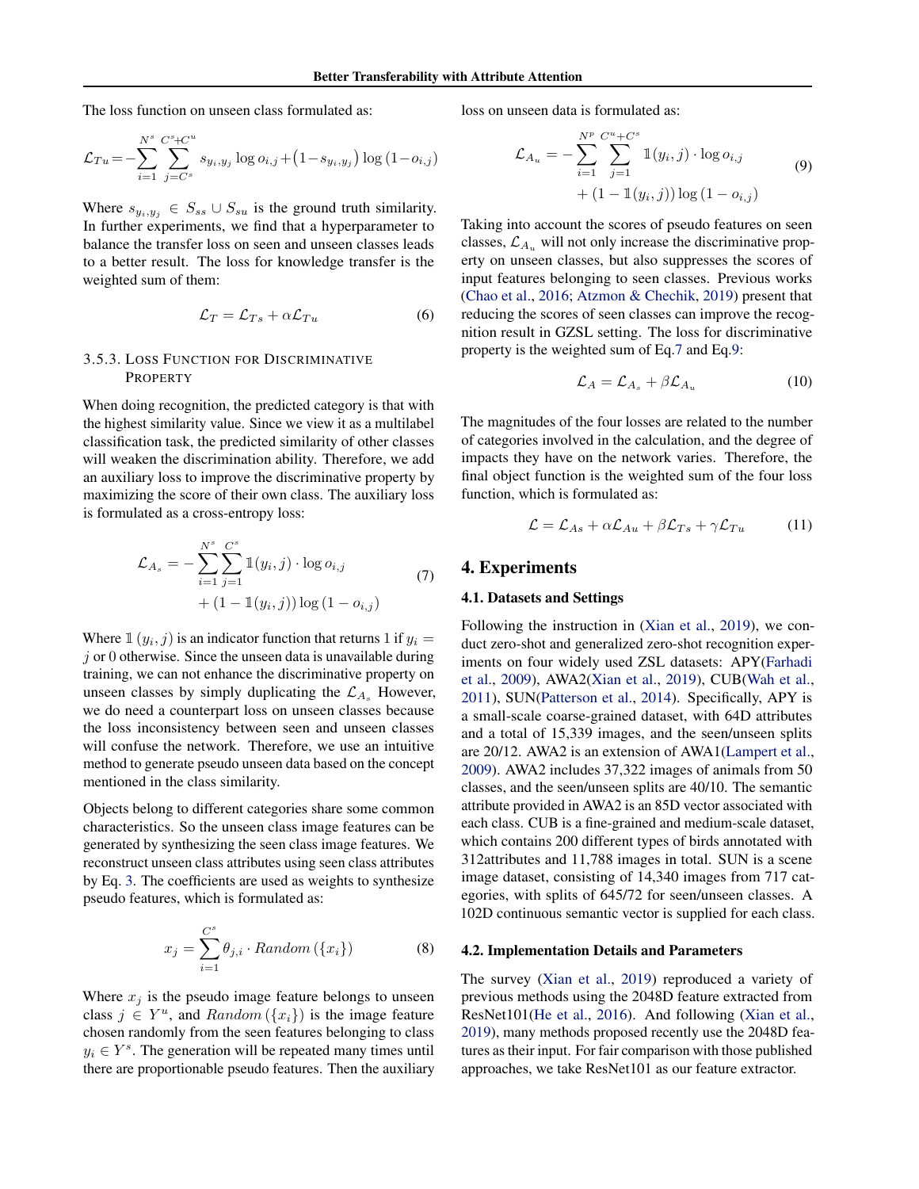The loss function on unseen class formulated as:

$$\mathcal{L}_{Tu} = -\sum_{i=1}^{N^s} \sum_{j=C^s}^{C^s+C^u} s_{y_i,y_j} \log o_{i,j} + \left(1 - s_{y_i,y_j}\right) \log\left(1 - o_{i,j}\right)$$

Where $s_{y_i,y_j} \in S_{ss} \cup S_{su}$ is the ground truth similarity. In further experiments, we find that a hyperparameter to balance the transfer loss on seen and unseen classes leads to a better result. The loss for knowledge transfer is the weighted sum of them:

$$\mathcal{L}_T = \mathcal{L}_{Ts} + \alpha \mathcal{L}_{Tu} \tag{6}$$

#### 3.5.3. Loss Function for Discriminative Property

When doing recognition, the predicted category is that with the highest similarity value. Since we view it as a multilabel classification task, the predicted similarity of other classes will weaken the discrimination ability. Therefore, we add an auxiliary loss to improve the discriminative property by maximizing the score of their own class. The auxiliary loss is formulated as a cross-entropy loss:

$$\begin{aligned} \mathcal{L}_{A_s} = -\sum_{i=1}^{N^s} \sum_{j=1}^{C^s} & \mathbb{1}(y_i, j) \cdot \log o_{i,j} \\ & + (1 - \mathbb{1}(y_i, j)) \log(1 - o_{i,j}) \end{aligned} \tag{7}$$

Where $\mathbb{1}(y_i, j)$ is an indicator function that returns 1 if $y_i = j$ or 0 otherwise. Since the unseen data is unavailable during training, we can not enhance the discriminative property on unseen classes by simply duplicating the $\mathcal{L}_{A_s}$ However, we do need a counterpart loss on unseen classes because the loss inconsistency between seen and unseen classes will confuse the network. Therefore, we use an intuitive method to generate pseudo unseen data based on the concept mentioned in the class similarity.

Objects belong to different categories share some common characteristics. So the unseen class image features can be generated by synthesizing the seen class image features. We reconstruct unseen class attributes using seen class attributes by Eq. 3. The coefficients are used as weights to synthesize pseudo features, which is formulated as:

$$x_j = \sum_{i=1}^{C^s} \theta_{j,i} \cdot Random\left(\{x_i\}\right) \tag{8}$$

Where $x_j$ is the pseudo image feature belongs to unseen class $j \in Y^u$, and $Random\left(\{x_i\}\right)$ is the image feature chosen randomly from the seen features belonging to class $y_i \in Y^s$. The generation will be repeated many times until there are proportionable pseudo features. Then the auxiliary loss on unseen data is formulated as:

$$\begin{aligned} \mathcal{L}_{A_u} = -\sum_{i=1}^{N^p} \sum_{j=1}^{C^u+C^s} & \mathbb{1}(y_i, j) \cdot \log o_{i,j} \\ & + (1 - \mathbb{1}(y_i, j)) \log(1 - o_{i,j}) \end{aligned} \tag{9}$$

Taking into account the scores of pseudo features on seen classes, $\mathcal{L}_{A_u}$ will not only increase the discriminative property on unseen classes, but also suppresses the scores of input features belonging to seen classes. Previous works (Chao et al., 2016; Atzmon & Chechik, 2019) present that reducing the scores of seen classes can improve the recognition result in GZSL setting. The loss for discriminative property is the weighted sum of Eq.7 and Eq.9:

$$\mathcal{L}_A = \mathcal{L}_{A_s} + \beta \mathcal{L}_{A_u} \tag{10}$$

The magnitudes of the four losses are related to the number of categories involved in the calculation, and the degree of impacts they have on the network varies. Therefore, the final object function is the weighted sum of the four loss function, which is formulated as:

$$\mathcal{L} = \mathcal{L}_{As} + \alpha \mathcal{L}_{Au} + \beta \mathcal{L}_{Ts} + \gamma \mathcal{L}_{Tu} \tag{11}$$

## 4. Experiments

### 4.1. Datasets and Settings

Following the instruction in (Xian et al., 2019), we conduct zero-shot and generalized zero-shot recognition experiments on four widely used ZSL datasets: APY(Farhadi et al., 2009), AWA2(Xian et al., 2019), CUB(Wah et al., 2011), SUN(Patterson et al., 2014). Specifically, APY is a small-scale coarse-grained dataset, with 64D attributes and a total of 15,339 images, and the seen/unseen splits are 20/12. AWA2 is an extension of AWA1(Lampert et al., 2009). AWA2 includes 37,322 images of animals from 50 classes, and the seen/unseen splits are 40/10. The semantic attribute provided in AWA2 is an 85D vector associated with each class. CUB is a fine-grained and medium-scale dataset, which contains 200 different types of birds annotated with 312attributes and 11,788 images in total. SUN is a scene image dataset, consisting of 14,340 images from 717 categories, with splits of 645/72 for seen/unseen classes. A 102D continuous semantic vector is supplied for each class.

### 4.2. Implementation Details and Parameters

The survey (Xian et al., 2019) reproduced a variety of previous methods using the 2048D feature extracted from ResNet101(He et al., 2016). And following (Xian et al., 2019), many methods proposed recently use the 2048D features as their input. For fair comparison with those published approaches, we take ResNet101 as our feature extractor.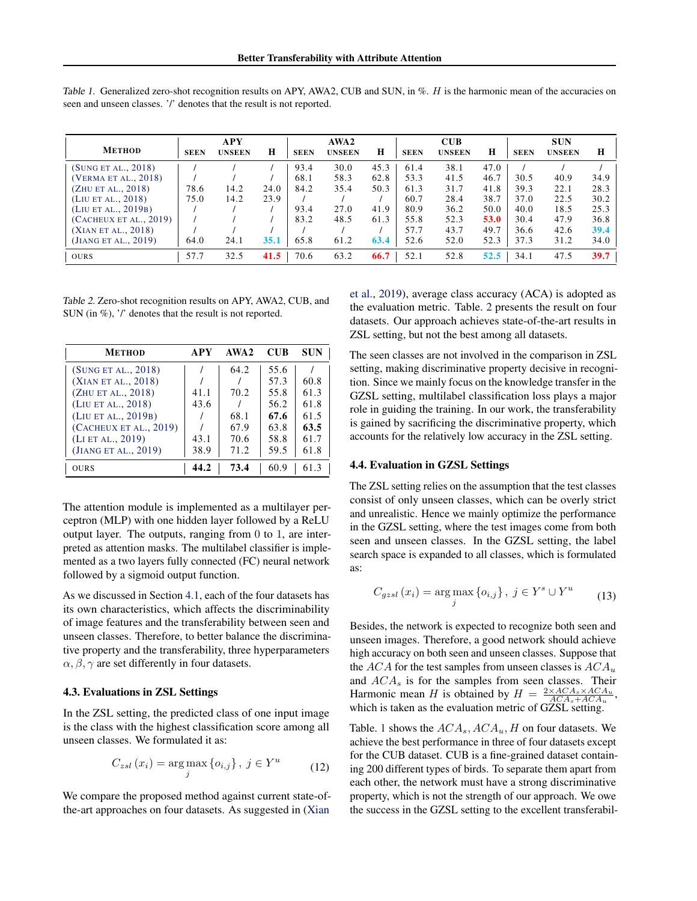Table 1. Generalized zero-shot recognition results on APY, AWA2, CUB and SUN, in %. $H$ is the harmonic mean of the accuracies on seen and unseen classes. '/' denotes that the result is not reported.

| Method | APY | | | AWA2 | | | CUB | | | SUN | | |
|---|---|---|---|---|---|---|---|---|---|---|---|---|
| | Seen | Unseen | H | Seen | Unseen | H | Seen | Unseen | H | Seen | Unseen | H |
| (Sung et al., 2018) | / | / | / | 93.4 | 30.0 | 45.3 | 61.4 | 38.1 | 47.0 | / | / | / |
| (Verma et al., 2018) | / | / | / | 68.1 | 58.3 | 62.8 | 53.3 | 41.5 | 46.7 | 30.5 | 40.9 | 34.9 |
| (Zhu et al., 2018) | 78.6 | 14.2 | 24.0 | 84.2 | 35.4 | 50.3 | 61.3 | 31.7 | 41.8 | 39.3 | 22.1 | 28.3 |
| (Liu et al., 2018) | 75.0 | 14.2 | 23.9 | / | / | / | 60.7 | 28.4 | 38.7 | 37.0 | 22.5 | 30.2 |
| (Liu et al., 2019b) | / | / | / | 93.4 | 27.0 | 41.9 | 80.9 | 36.2 | 50.0 | 40.0 | 18.5 | 25.3 |
| (Cacheux et al., 2019) | / | / | / | 83.2 | 48.5 | 61.3 | 55.8 | 52.3 | **53.0** | 30.4 | 47.9 | 36.8 |
| (Xian et al., 2018) | / | / | / | / | / | / | 57.7 | 43.7 | 49.7 | 36.6 | 42.6 | 39.4 |
| (Jiang et al., 2019) | 64.0 | 24.1 | 35.1 | 65.8 | 61.2 | 63.4 | 52.6 | 52.0 | 52.3 | 37.3 | 31.2 | 34.0 |
| ours | 57.7 | 32.5 | **41.5** | 70.6 | 63.2 | **66.7** | 52.1 | 52.8 | 52.5 | 34.1 | 47.5 | **39.7** |

Table 2. Zero-shot recognition results on APY, AWA2, CUB, and SUN (in %), '/' denotes that the result is not reported.

| Method | APY | AWA2 | CUB | SUN |
|---|---|---|---|---|
| (Sung et al., 2018) | / | 64.2 | 55.6 | / |
| (Xian et al., 2018) | / | / | 57.3 | 60.8 |
| (Zhu et al., 2018) | 41.1 | 70.2 | 55.8 | 61.3 |
| (Liu et al., 2018) | 43.6 | / | 56.2 | 61.8 |
| (Liu et al., 2019b) | / | 68.1 | **67.6** | 61.5 |
| (Cacheux et al., 2019) | / | 67.9 | 63.8 | **63.5** |
| (Li et al., 2019) | 43.1 | 70.6 | 58.8 | 61.7 |
| (Jiang et al., 2019) | 38.9 | 71.2 | 59.5 | 61.8 |
| ours | **44.2** | **73.4** | 60.9 | 61.3 |

The attention module is implemented as a multilayer perceptron (MLP) with one hidden layer followed by a ReLU output layer. The outputs, ranging from 0 to 1, are interpreted as attention masks. The multilabel classifier is implemented as a two layers fully connected (FC) neural network followed by a sigmoid output function.

As we discussed in Section 4.1, each of the four datasets has its own characteristics, which affects the discriminability of image features and the transferability between seen and unseen classes. Therefore, to better balance the discriminative property and the transferability, three hyperparameters $\alpha, \beta, \gamma$ are set differently in four datasets.

### 4.3. Evaluations in ZSL Settings

In the ZSL setting, the predicted class of one input image is the class with the highest classification score among all unseen classes. We formulated it as:

$$C_{zsl}(x_i) = \arg\max_{j} \{o_{i,j}\}, \; j \in Y^u \tag{12}$$

We compare the proposed method against current state-of-the-art approaches on four datasets. As suggested in (Xian et al., 2019), average class accuracy (ACA) is adopted as the evaluation metric. Table. 2 presents the result on four datasets. Our approach achieves state-of-the-art results in ZSL setting, but not the best among all datasets.

The seen classes are not involved in the comparison in ZSL setting, making discriminative property decisive in recognition. Since we mainly focus on the knowledge transfer in the GZSL setting, multilabel classification loss plays a major role in guiding the training. In our work, the transferability is gained by sacrificing the discriminative property, which accounts for the relatively low accuracy in the ZSL setting.

### 4.4. Evaluation in GZSL Settings

The ZSL setting relies on the assumption that the test classes consist of only unseen classes, which can be overly strict and unrealistic. Hence we mainly optimize the performance in the GZSL setting, where the test images come from both seen and unseen classes. In the GZSL setting, the label search space is expanded to all classes, which is formulated as:

$$C_{gzsl}(x_i) = \arg\max_{j} \{o_{i,j}\}, \; j \in Y^s \cup Y^u \tag{13}$$

Besides, the network is expected to recognize both seen and unseen images. Therefore, a good network should achieve high accuracy on both seen and unseen classes. Suppose that the $ACA$ for the test samples from unseen classes is $ACA_u$ and $ACA_s$ is for the samples from seen classes. Their Harmonic mean $H$ is obtained by $H = \frac{2 \times ACA_s \times ACA_u}{ACA_s + ACA_u}$, which is taken as the evaluation metric of GZSL setting.

Table. 1 shows the $ACA_s, ACA_u, H$ on four datasets. We achieve the best performance in three of four datasets except for the CUB dataset. CUB is a fine-grained dataset containing 200 different types of birds. To separate them apart from each other, the network must have a strong discriminative property, which is not the strength of our approach. We owe the success in the GZSL setting to the excellent transferabil-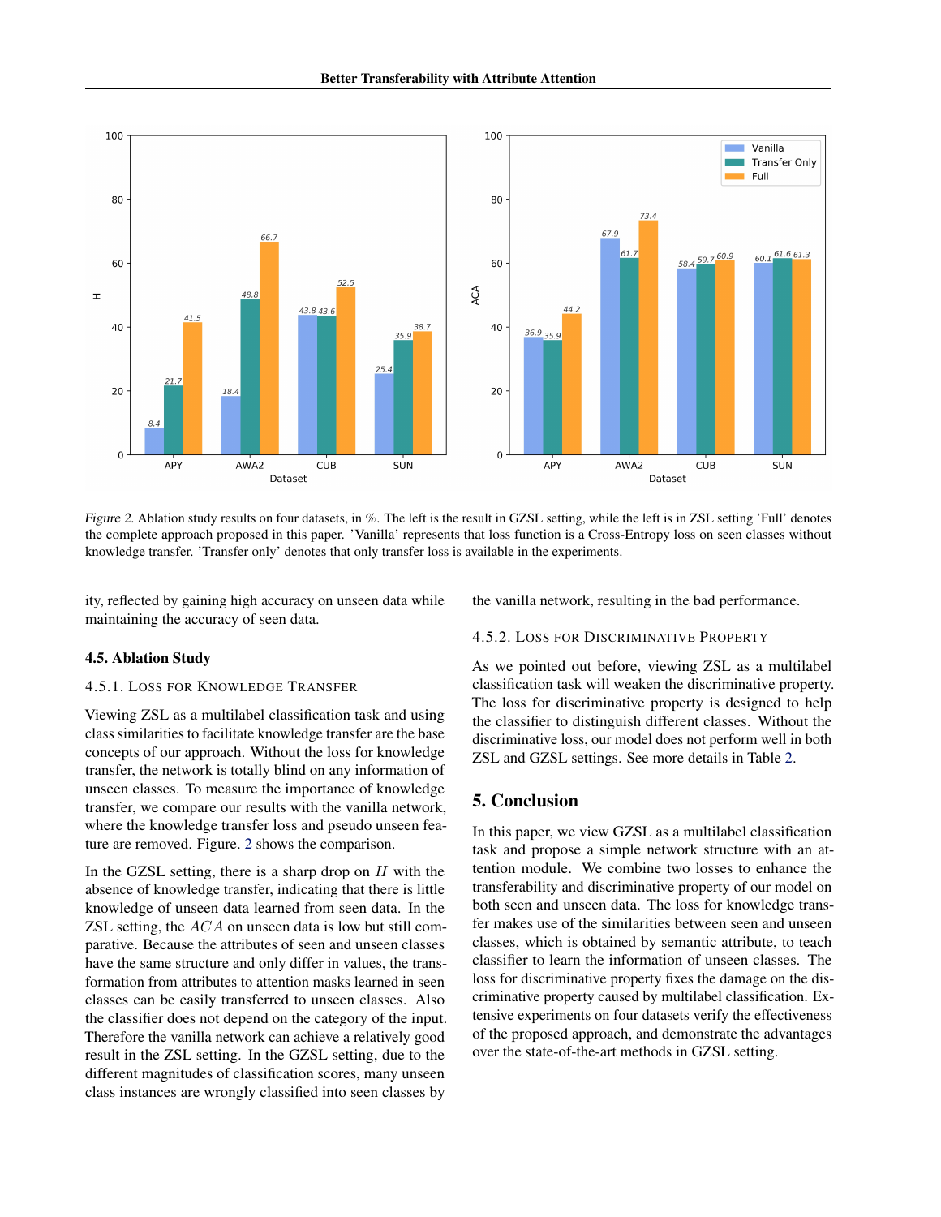100
80
60
40
20
0
H
APY
AWA2
CUB
SUN
Dataset
8.4
21.7
41.5
18.4
48.8
66.7
43.8
43.6
52.5
25.4
35.9
38.7

100
80
60
40
20
0
ACA
APY
AWA2
CUB
SUN
Dataset
Vanilla
Transfer Only
Full
36.9
35.9
44.2
67.9
61.7
73.4
58.4
59.7
60.9
60.1
61.6
61.3

*Figure 2.* Ablation study results on four datasets, in %. The left is the result in GZSL setting, while the left is in ZSL setting 'Full' denotes the complete approach proposed in this paper. 'Vanilla' represents that loss function is a Cross-Entropy loss on seen classes without knowledge transfer. 'Transfer only' denotes that only transfer loss is available in the experiments.

ity, reflected by gaining high accuracy on unseen data while maintaining the accuracy of seen data.

### 4.5. Ablation Study

#### 4.5.1. Loss for Knowledge Transfer

Viewing ZSL as a multilabel classification task and using class similarities to facilitate knowledge transfer are the base concepts of our approach. Without the loss for knowledge transfer, the network is totally blind on any information of unseen classes. To measure the importance of knowledge transfer, we compare our results with the vanilla network, where the knowledge transfer loss and pseudo unseen feature are removed. Figure. 2 shows the comparison.

In the GZSL setting, there is a sharp drop on $H$ with the absence of knowledge transfer, indicating that there is little knowledge of unseen data learned from seen data. In the ZSL setting, the $ACA$ on unseen data is low but still comparative. Because the attributes of seen and unseen classes have the same structure and only differ in values, the transformation from attributes to attention masks learned in seen classes can be easily transferred to unseen classes. Also the classifier does not depend on the category of the input. Therefore the vanilla network can achieve a relatively good result in the ZSL setting. In the GZSL setting, due to the different magnitudes of classification scores, many unseen class instances are wrongly classified into seen classes by the vanilla network, resulting in the bad performance.

#### 4.5.2. Loss for Discriminative Property

As we pointed out before, viewing ZSL as a multilabel classification task will weaken the discriminative property. The loss for discriminative property is designed to help the classifier to distinguish different classes. Without the discriminative loss, our model does not perform well in both ZSL and GZSL settings. See more details in Table 2.

## 5. Conclusion

In this paper, we view GZSL as a multilabel classification task and propose a simple network structure with an attention module. We combine two losses to enhance the transferability and discriminative property of our model on both seen and unseen data. The loss for knowledge transfer makes use of the similarities between seen and unseen classes, which is obtained by semantic attribute, to teach classifier to learn the information of unseen classes. The loss for discriminative property fixes the damage on the discriminative property caused by multilabel classification. Extensive experiments on four datasets verify the effectiveness of the proposed approach, and demonstrate the advantages over the state-of-the-art methods in GZSL setting.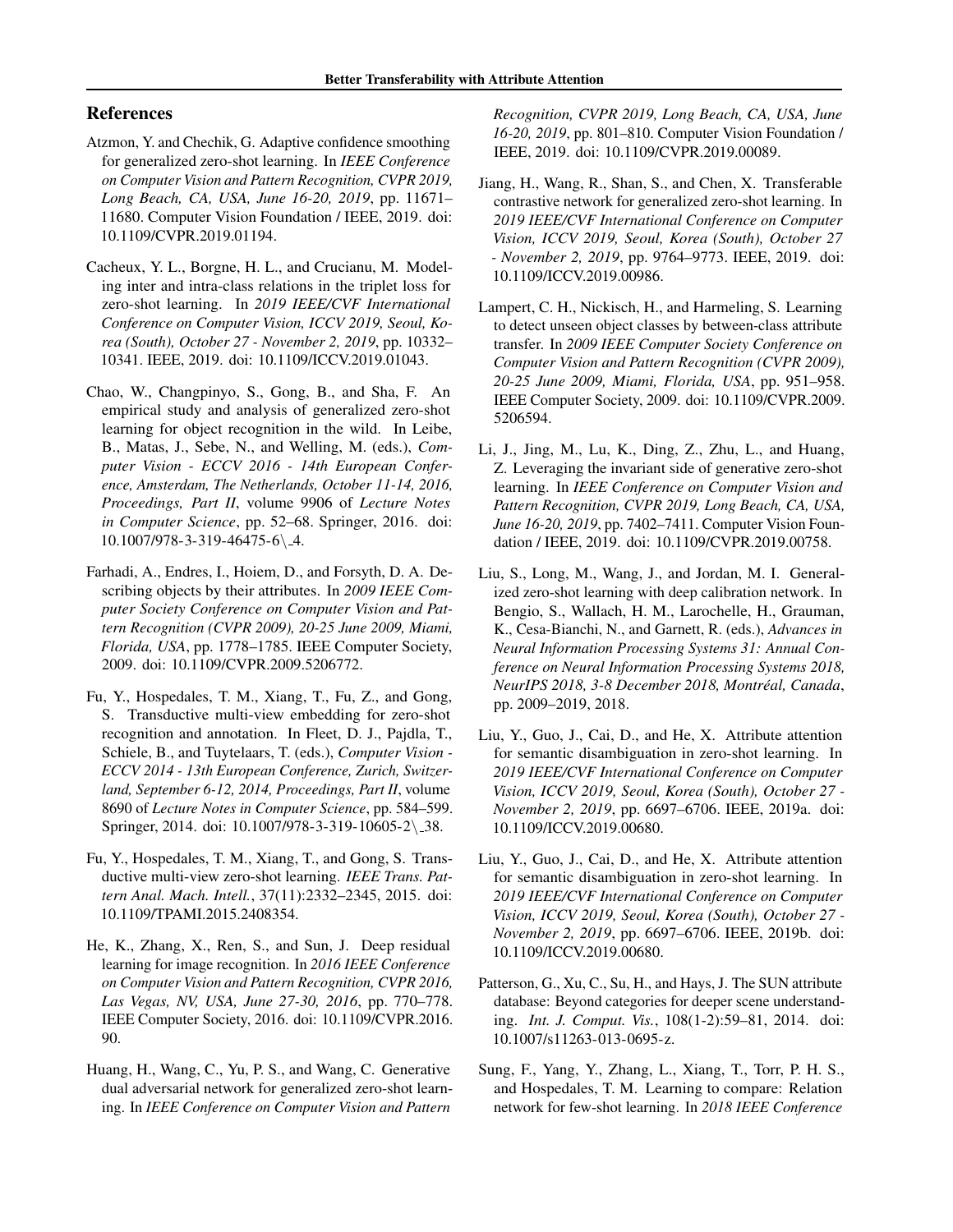## References

Atzmon, Y. and Chechik, G. Adaptive confidence smoothing for generalized zero-shot learning. In *IEEE Conference on Computer Vision and Pattern Recognition, CVPR 2019, Long Beach, CA, USA, June 16-20, 2019*, pp. 11671–11680. Computer Vision Foundation / IEEE, 2019. doi: 10.1109/CVPR.2019.01194.

Cacheux, Y. L., Borgne, H. L., and Crucianu, M. Modeling inter and intra-class relations in the triplet loss for zero-shot learning. In *2019 IEEE/CVF International Conference on Computer Vision, ICCV 2019, Seoul, Korea (South), October 27 - November 2, 2019*, pp. 10332–10341. IEEE, 2019. doi: 10.1109/ICCV.2019.01043.

Chao, W., Changpinyo, S., Gong, B., and Sha, F. An empirical study and analysis of generalized zero-shot learning for object recognition in the wild. In Leibe, B., Matas, J., Sebe, N., and Welling, M. (eds.), *Computer Vision - ECCV 2016 - 14th European Conference, Amsterdam, The Netherlands, October 11-14, 2016, Proceedings, Part II*, volume 9906 of *Lecture Notes in Computer Science*, pp. 52–68. Springer, 2016. doi: 10.1007/978-3-319-46475-6\_4.

Farhadi, A., Endres, I., Hoiem, D., and Forsyth, D. A. Describing objects by their attributes. In *2009 IEEE Computer Society Conference on Computer Vision and Pattern Recognition (CVPR 2009), 20-25 June 2009, Miami, Florida, USA*, pp. 1778–1785. IEEE Computer Society, 2009. doi: 10.1109/CVPR.2009.5206772.

Fu, Y., Hospedales, T. M., Xiang, T., Fu, Z., and Gong, S. Transductive multi-view embedding for zero-shot recognition and annotation. In Fleet, D. J., Pajdla, T., Schiele, B., and Tuytelaars, T. (eds.), *Computer Vision - ECCV 2014 - 13th European Conference, Zurich, Switzerland, September 6-12, 2014, Proceedings, Part II*, volume 8690 of *Lecture Notes in Computer Science*, pp. 584–599. Springer, 2014. doi: 10.1007/978-3-319-10605-2\_38.

Fu, Y., Hospedales, T. M., Xiang, T., and Gong, S. Transductive multi-view zero-shot learning. *IEEE Trans. Pattern Anal. Mach. Intell.*, 37(11):2332–2345, 2015. doi: 10.1109/TPAMI.2015.2408354.

He, K., Zhang, X., Ren, S., and Sun, J. Deep residual learning for image recognition. In *2016 IEEE Conference on Computer Vision and Pattern Recognition, CVPR 2016, Las Vegas, NV, USA, June 27-30, 2016*, pp. 770–778. IEEE Computer Society, 2016. doi: 10.1109/CVPR.2016.90.

Huang, H., Wang, C., Yu, P. S., and Wang, C. Generative dual adversarial network for generalized zero-shot learning. In *IEEE Conference on Computer Vision and Pattern Recognition, CVPR 2019, Long Beach, CA, USA, June 16-20, 2019*, pp. 801–810. Computer Vision Foundation / IEEE, 2019. doi: 10.1109/CVPR.2019.00089.

Jiang, H., Wang, R., Shan, S., and Chen, X. Transferable contrastive network for generalized zero-shot learning. In *2019 IEEE/CVF International Conference on Computer Vision, ICCV 2019, Seoul, Korea (South), October 27 - November 2, 2019*, pp. 9764–9773. IEEE, 2019. doi: 10.1109/ICCV.2019.00986.

Lampert, C. H., Nickisch, H., and Harmeling, S. Learning to detect unseen object classes by between-class attribute transfer. In *2009 IEEE Computer Society Conference on Computer Vision and Pattern Recognition (CVPR 2009), 20-25 June 2009, Miami, Florida, USA*, pp. 951–958. IEEE Computer Society, 2009. doi: 10.1109/CVPR.2009.5206594.

Li, J., Jing, M., Lu, K., Ding, Z., Zhu, L., and Huang, Z. Leveraging the invariant side of generative zero-shot learning. In *IEEE Conference on Computer Vision and Pattern Recognition, CVPR 2019, Long Beach, CA, USA, June 16-20, 2019*, pp. 7402–7411. Computer Vision Foundation / IEEE, 2019. doi: 10.1109/CVPR.2019.00758.

Liu, S., Long, M., Wang, J., and Jordan, M. I. Generalized zero-shot learning with deep calibration network. In Bengio, S., Wallach, H. M., Larochelle, H., Grauman, K., Cesa-Bianchi, N., and Garnett, R. (eds.), *Advances in Neural Information Processing Systems 31: Annual Conference on Neural Information Processing Systems 2018, NeurIPS 2018, 3-8 December 2018, Montréal, Canada*, pp. 2009–2019, 2018.

Liu, Y., Guo, J., Cai, D., and He, X. Attribute attention for semantic disambiguation in zero-shot learning. In *2019 IEEE/CVF International Conference on Computer Vision, ICCV 2019, Seoul, Korea (South), October 27 - November 2, 2019*, pp. 6697–6706. IEEE, 2019a. doi: 10.1109/ICCV.2019.00680.

Liu, Y., Guo, J., Cai, D., and He, X. Attribute attention for semantic disambiguation in zero-shot learning. In *2019 IEEE/CVF International Conference on Computer Vision, ICCV 2019, Seoul, Korea (South), October 27 - November 2, 2019*, pp. 6697–6706. IEEE, 2019b. doi: 10.1109/ICCV.2019.00680.

Patterson, G., Xu, C., Su, H., and Hays, J. The SUN attribute database: Beyond categories for deeper scene understanding. *Int. J. Comput. Vis.*, 108(1-2):59–81, 2014. doi: 10.1007/s11263-013-0695-z.

Sung, F., Yang, Y., Zhang, L., Xiang, T., Torr, P. H. S., and Hospedales, T. M. Learning to compare: Relation network for few-shot learning. In *2018 IEEE Conference*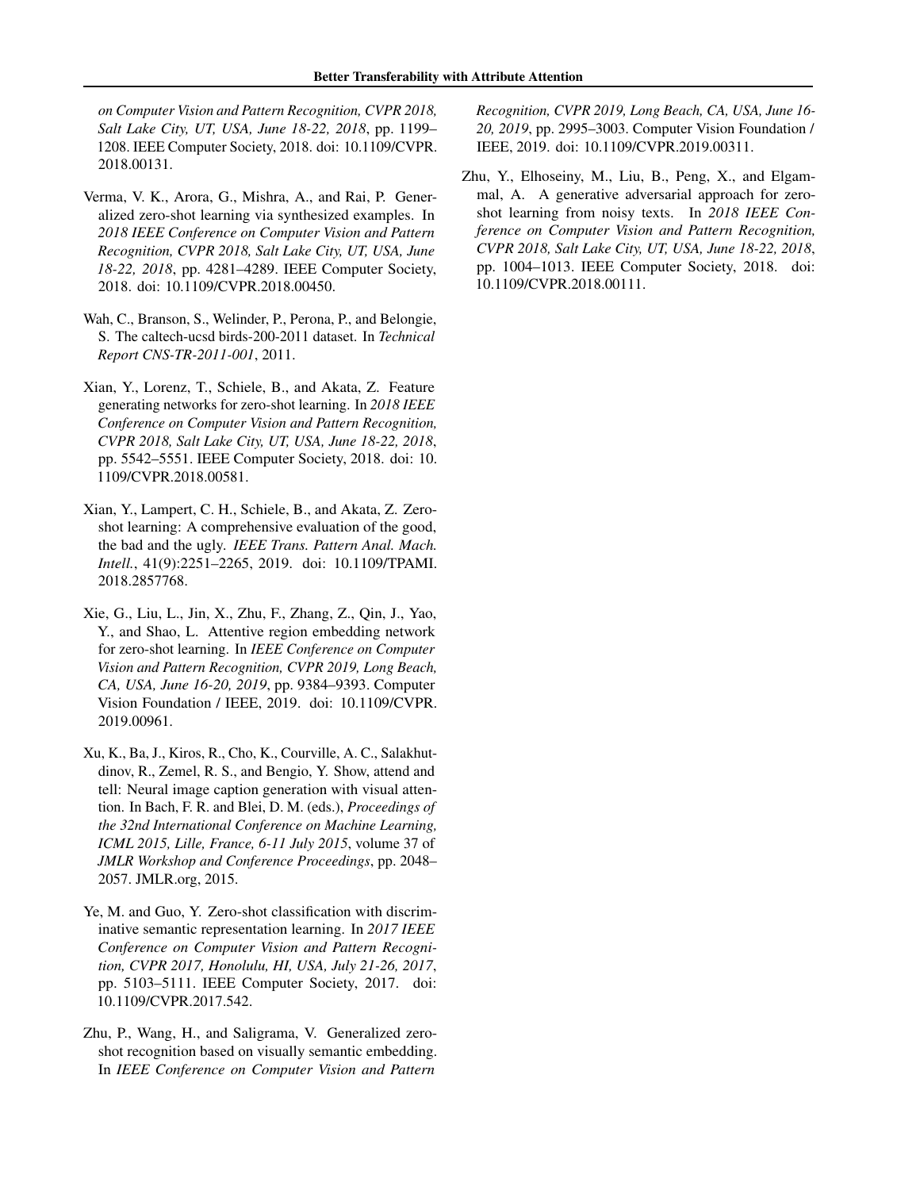*on Computer Vision and Pattern Recognition, CVPR 2018, Salt Lake City, UT, USA, June 18-22, 2018*, pp. 1199–1208. IEEE Computer Society, 2018. doi: 10.1109/CVPR.2018.00131.

Verma, V. K., Arora, G., Mishra, A., and Rai, P. Generalized zero-shot learning via synthesized examples. In *2018 IEEE Conference on Computer Vision and Pattern Recognition, CVPR 2018, Salt Lake City, UT, USA, June 18-22, 2018*, pp. 4281–4289. IEEE Computer Society, 2018. doi: 10.1109/CVPR.2018.00450.

Wah, C., Branson, S., Welinder, P., Perona, P., and Belongie, S. The caltech-ucsd birds-200-2011 dataset. In *Technical Report CNS-TR-2011-001*, 2011.

Xian, Y., Lorenz, T., Schiele, B., and Akata, Z. Feature generating networks for zero-shot learning. In *2018 IEEE Conference on Computer Vision and Pattern Recognition, CVPR 2018, Salt Lake City, UT, USA, June 18-22, 2018*, pp. 5542–5551. IEEE Computer Society, 2018. doi: 10.1109/CVPR.2018.00581.

Xian, Y., Lampert, C. H., Schiele, B., and Akata, Z. Zero-shot learning: A comprehensive evaluation of the good, the bad and the ugly. *IEEE Trans. Pattern Anal. Mach. Intell.*, 41(9):2251–2265, 2019. doi: 10.1109/TPAMI.2018.2857768.

Xie, G., Liu, L., Jin, X., Zhu, F., Zhang, Z., Qin, J., Yao, Y., and Shao, L. Attentive region embedding network for zero-shot learning. In *IEEE Conference on Computer Vision and Pattern Recognition, CVPR 2019, Long Beach, CA, USA, June 16-20, 2019*, pp. 9384–9393. Computer Vision Foundation / IEEE, 2019. doi: 10.1109/CVPR.2019.00961.

Xu, K., Ba, J., Kiros, R., Cho, K., Courville, A. C., Salakhutdinov, R., Zemel, R. S., and Bengio, Y. Show, attend and tell: Neural image caption generation with visual attention. In Bach, F. R. and Blei, D. M. (eds.), *Proceedings of the 32nd International Conference on Machine Learning, ICML 2015, Lille, France, 6-11 July 2015*, volume 37 of *JMLR Workshop and Conference Proceedings*, pp. 2048–2057. JMLR.org, 2015.

Ye, M. and Guo, Y. Zero-shot classification with discriminative semantic representation learning. In *2017 IEEE Conference on Computer Vision and Pattern Recognition, CVPR 2017, Honolulu, HI, USA, July 21-26, 2017*, pp. 5103–5111. IEEE Computer Society, 2017. doi: 10.1109/CVPR.2017.542.

Zhu, P., Wang, H., and Saligrama, V. Generalized zero-shot recognition based on visually semantic embedding. In *IEEE Conference on Computer Vision and Pattern Recognition, CVPR 2019, Long Beach, CA, USA, June 16-20, 2019*, pp. 2995–3003. Computer Vision Foundation / IEEE, 2019. doi: 10.1109/CVPR.2019.00311.

Zhu, Y., Elhoseiny, M., Liu, B., Peng, X., and Elgammal, A. A generative adversarial approach for zero-shot learning from noisy texts. In *2018 IEEE Conference on Computer Vision and Pattern Recognition, CVPR 2018, Salt Lake City, UT, USA, June 18-22, 2018*, pp. 1004–1013. IEEE Computer Society, 2018. doi: 10.1109/CVPR.2018.00111.